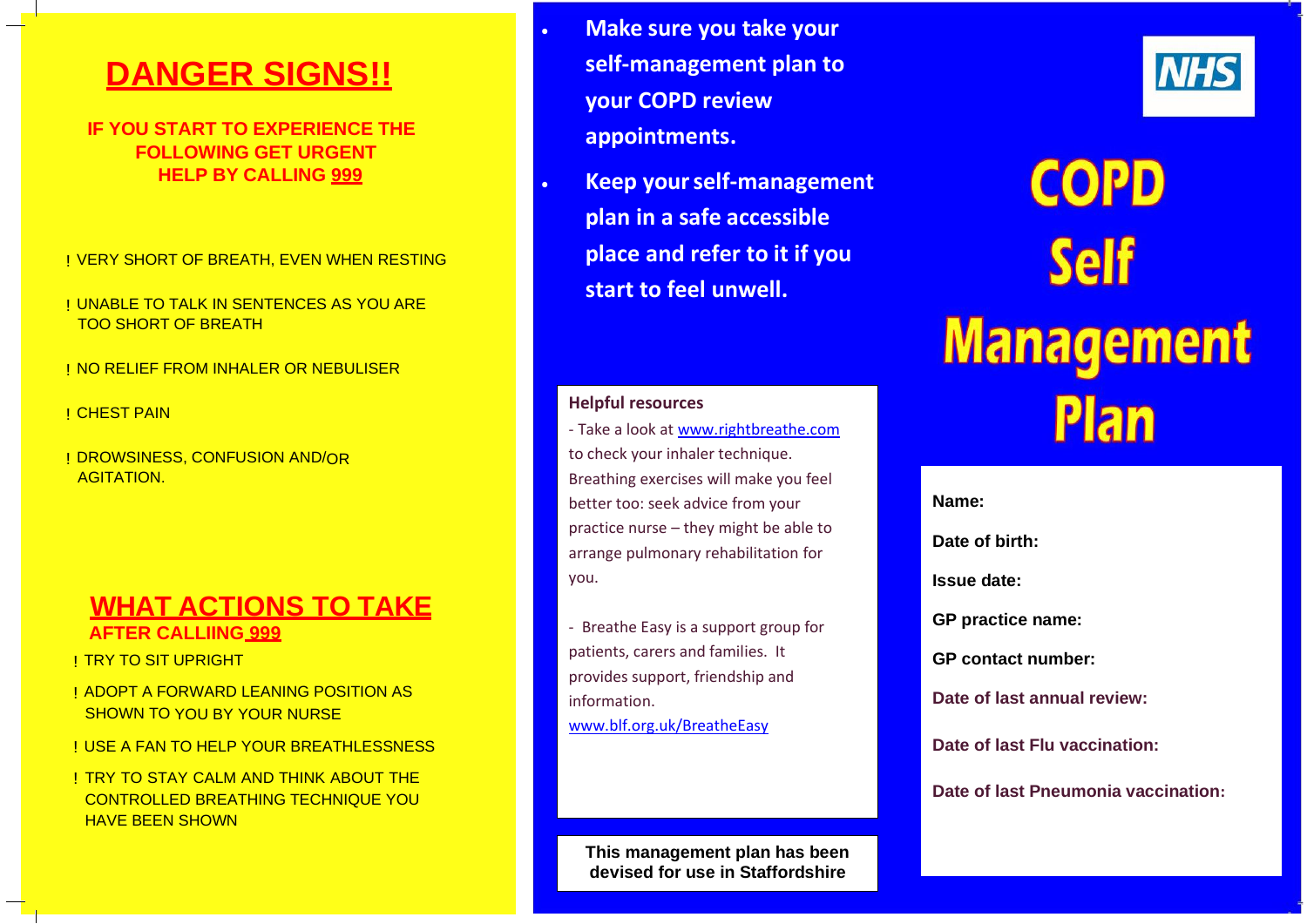# DANGER SIGNS!!

**IF YOU START TO EXPERIENCE THE FOLLOWING GET URGENT HELP BY CALLING 999**

- ! VERY SHORT OF BREATH, EVEN WHEN RESTING
- ! UNABLE TO TALK IN SENTENCES AS YOU ARE TOO SHORT OF BREATH
- ! NO RELIEF FROM INHALER OR NEBULISER
- ! CHEST PAIN
- ! DROWSINESS, CONFUSION AND/OR AGITATION.

## WHAT ACTIONS TO TAKE

**AFTER CALLIING 999**

- ! TRY TO SIT UPRIGHT
- ! ADOPT A FORWARD LEANING POSITION AS SHOWN TO YOU BY YOUR NURSE
- ! USE A FAN TO HELP YOUR BREATHLESSNESS
- ! TRY TO STAY CALM AND THINK ABOUT THE CONTROLLED BREATHING TECHNIQUE YOU HAVE BEEN SHOWN

- **Make sure you take your self-management plan to your COPD review appointments.**
- **Keep your self-management plan in a safe accessible place and refer to it if you start to feel unwell.**

**Helpful resources**

- Take a look at www.rightbreathe.com to check your inhaler technique. Breathing exercises will make you feel better too: seek advice from your practice nurse – they might be able to arrange pulmonary rehabilitation for you.

- Breathe Easy is a support group for patients, carers and families. It provides support, friendship and information.
www.blf.org.uk/BreatheEasy

**This management plan has been devised for use in Staffordshire**

NHS

# COPD Self Management Plan

**Name:**

**Date of birth:**

**Issue date:**

**GP practice name:**

**GP contact number:**

**Date of last annual review:**

**Date of last Flu vaccination:**

**Date of last Pneumonia vaccination:**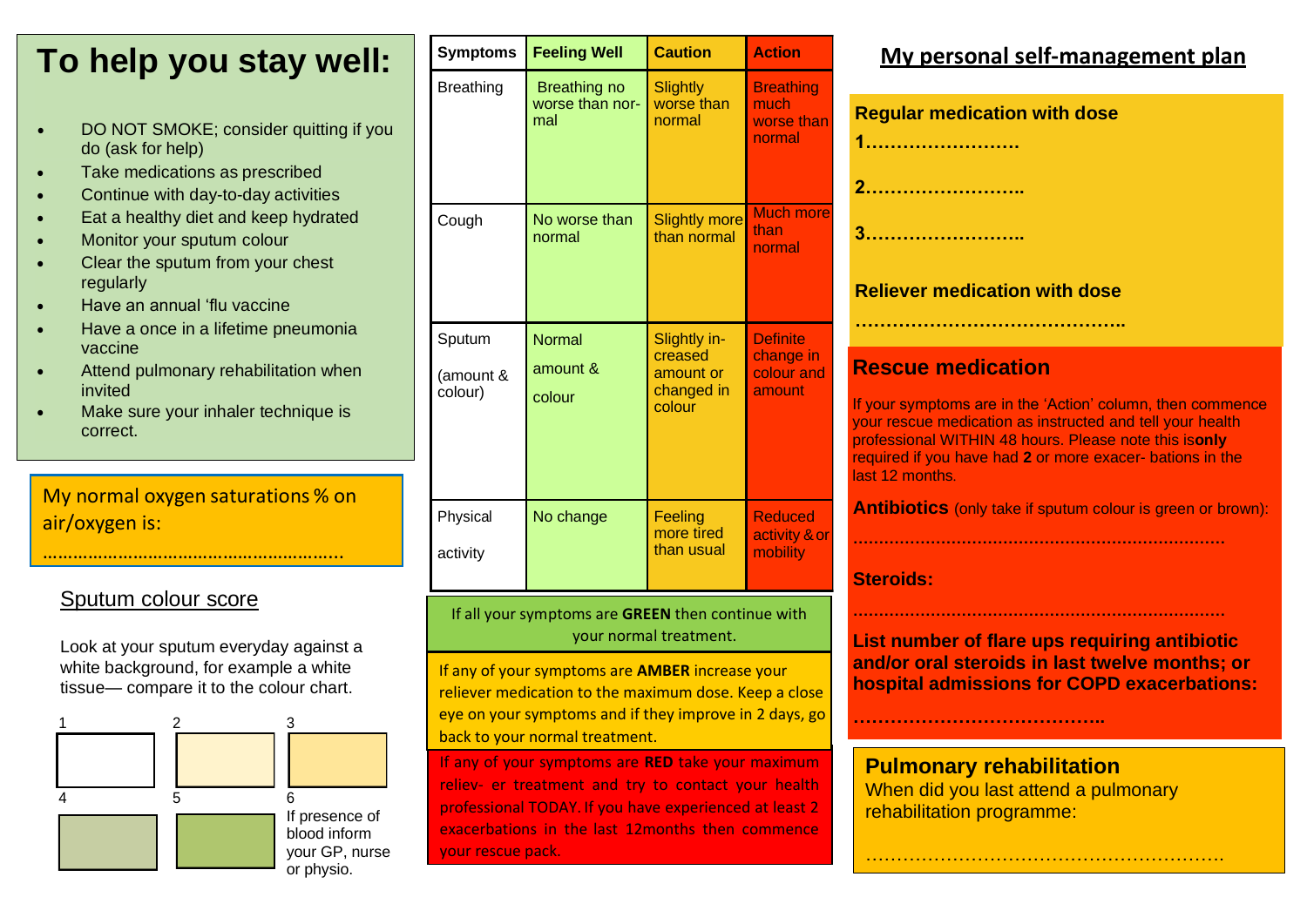# To help you stay well:

- DO NOT SMOKE; consider quitting if you do (ask for help)
- Take medications as prescribed
- Continue with day-to-day activities
- Eat a healthy diet and keep hydrated
- Monitor your sputum colour
- Clear the sputum from your chest regularly
- Have an annual 'flu vaccine
- Have a once in a lifetime pneumonia vaccine
- Attend pulmonary rehabilitation when invited
- Make sure your inhaler technique is correct.

My normal oxygen saturations % on air/oxygen is:

…………………………………………………..

## Sputum colour score

Look at your sputum everyday against a white background, for example a white tissue— compare it to the colour chart.

1

2

3

4

5

6 If presence of blood inform your GP, nurse or physio.

| Symptoms | Feeling Well | Caution | Action |
|---|---|---|---|
| Breathing | Breathing no worse than normal | Slightly worse than normal | Breathing much worse than normal |
| Cough | No worse than normal | Slightly more than normal | Much more than normal |
| Sputum (amount & colour) | Normal amount & colour | Slightly increased amount or changed in colour | Definite change in colour and amount |
| Physical activity | No change | Feeling more tired than usual | Reduced activity & or mobility |

If all your symptoms are **GREEN** then continue with your normal treatment.

If any of your symptoms are **AMBER** increase your reliever medication to the maximum dose. Keep a close eye on your symptoms and if they improve in 2 days, go back to your normal treatment.

If any of your symptoms are **RED** take your maximum reliev- er treatment and try to contact your health professional TODAY. If you have experienced at least 2 exacerbations in the last 12months then commence your rescue pack.

## My personal self-management plan

**Regular medication with dose**

**1……………………**

**2…………………….**

**3…………………….**

**Reliever medication with dose**

**……………………………………..**

## Rescue medication

If your symptoms are in the 'Action' column, then commence your rescue medication as instructed and tell your health professional WITHIN 48 hours. Please note this is**only** required if you have had **2** or more exacer- bations in the last 12 months.

**Antibiotics** (only take if sputum colour is green or brown):

………………………………………………………………

**Steroids:**

………………………………………………………………

**List number of flare ups requiring antibiotic and/or oral steroids in last twelve months; or hospital admissions for COPD exacerbations:**

**…………………………………..**

## Pulmonary rehabilitation

When did you last attend a pulmonary rehabilitation programme:

…………………………………………………